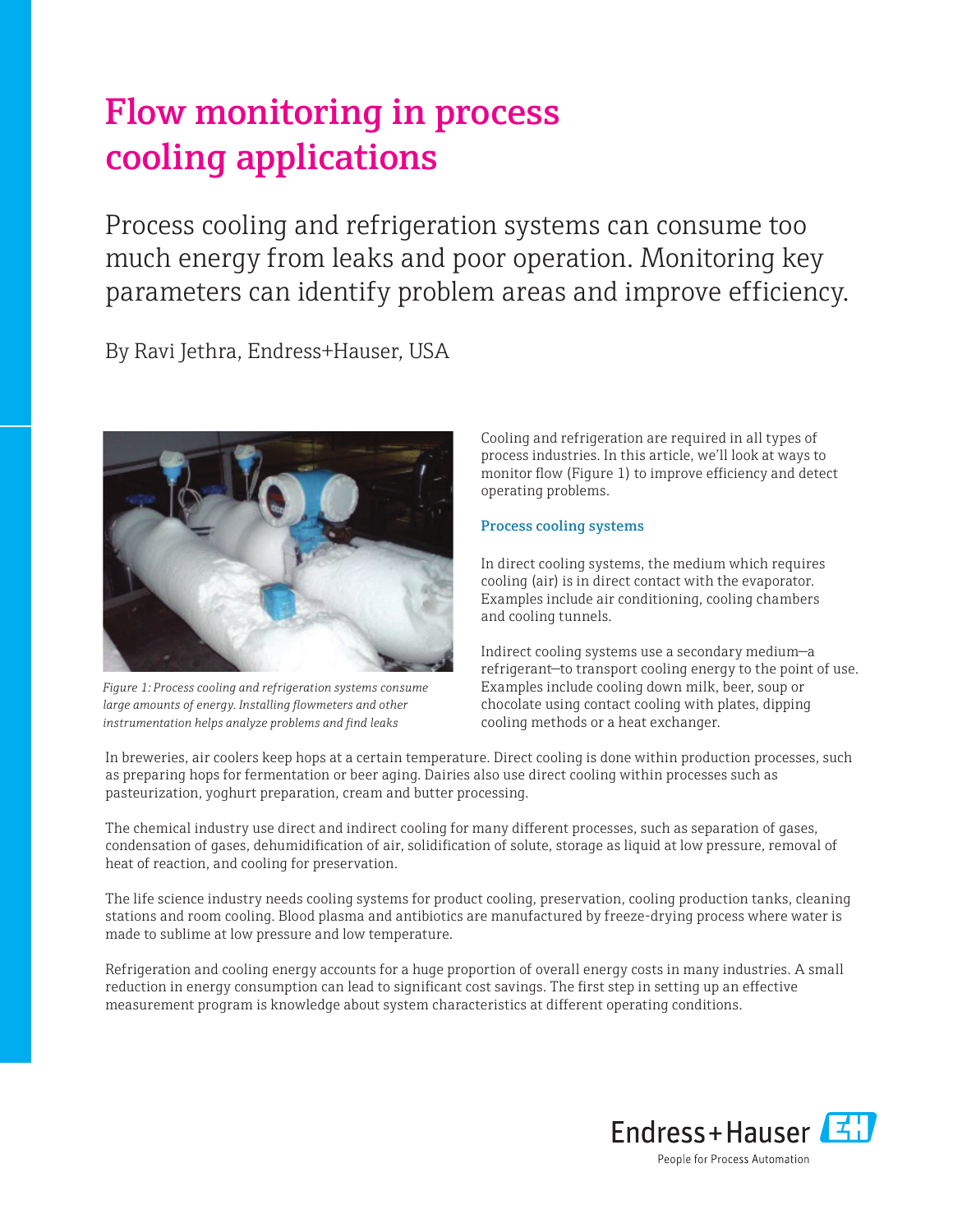# Flow monitoring in process cooling applications

Process cooling and refrigeration systems can consume too much energy from leaks and poor operation. Monitoring key parameters can identify problem areas and improve efficiency.

By Ravi Jethra, Endress+Hauser, USA

*Figure 1: Process cooling and refrigeration systems consume large amounts of energy. Installing flowmeters and other instrumentation helps analyze problems and find leaks*

Cooling and refrigeration are required in all types of process industries. In this article, we'll look at ways to monitor flow (Figure 1) to improve efficiency and detect operating problems.

### Process cooling systems

In direct cooling systems, the medium which requires cooling (air) is in direct contact with the evaporator. Examples include air conditioning, cooling chambers and cooling tunnels.

Indirect cooling systems use a secondary medium—a refrigerant—to transport cooling energy to the point of use. Examples include cooling down milk, beer, soup or chocolate using contact cooling with plates, dipping cooling methods or a heat exchanger.

In breweries, air coolers keep hops at a certain temperature. Direct cooling is done within production processes, such as preparing hops for fermentation or beer aging. Dairies also use direct cooling within processes such as pasteurization, yoghurt preparation, cream and butter processing.

The chemical industry use direct and indirect cooling for many different processes, such as separation of gases, condensation of gases, dehumidification of air, solidification of solute, storage as liquid at low pressure, removal of heat of reaction, and cooling for preservation.

The life science industry needs cooling systems for product cooling, preservation, cooling production tanks, cleaning stations and room cooling. Blood plasma and antibiotics are manufactured by freeze-drying process where water is made to sublime at low pressure and low temperature.

Refrigeration and cooling energy accounts for a huge proportion of overall energy costs in many industries. A small reduction in energy consumption can lead to significant cost savings. The first step in setting up an effective measurement program is knowledge about system characteristics at different operating conditions.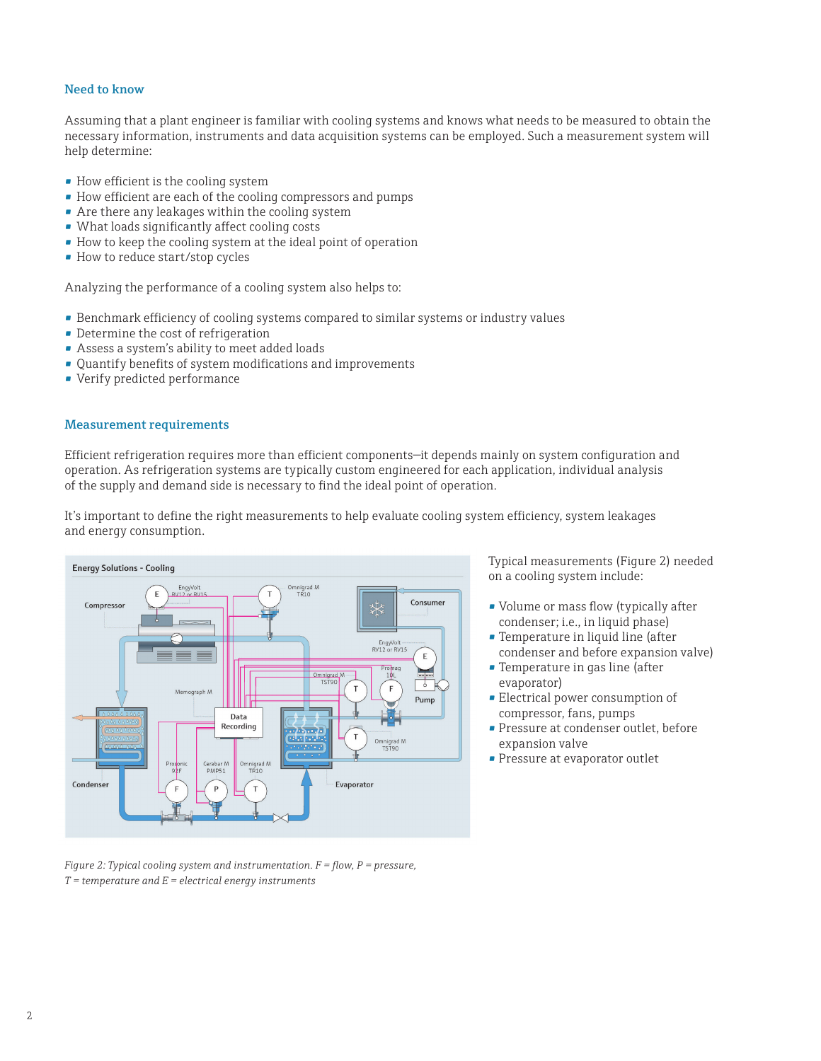## Need to know

Assuming that a plant engineer is familiar with cooling systems and knows what needs to be measured to obtain the necessary information, instruments and data acquisition systems can be employed. Such a measurement system will help determine:

- How efficient is the cooling system
- How efficient are each of the cooling compressors and pumps
- Are there any leakages within the cooling system
- What loads significantly affect cooling costs
- How to keep the cooling system at the ideal point of operation
- How to reduce start/stop cycles

Analyzing the performance of a cooling system also helps to:

- Benchmark efficiency of cooling systems compared to similar systems or industry values
- Determine the cost of refrigeration
- Assess a system's ability to meet added loads
- Quantify benefits of system modifications and improvements
- Verify predicted performance

## Measurement requirements

Efficient refrigeration requires more than efficient components—it depends mainly on system configuration and operation. As refrigeration systems are typically custom engineered for each application, individual analysis of the supply and demand side is necessary to find the ideal point of operation.

It's important to define the right measurements to help evaluate cooling system efficiency, system leakages and energy consumption.

*Figure 2: Typical cooling system and instrumentation. F = flow, P = pressure, T = temperature and E = electrical energy instruments*

Typical measurements (Figure 2) needed on a cooling system include:

- Volume or mass flow (typically after condenser; i.e., in liquid phase)
- Temperature in liquid line (after condenser and before expansion valve)
- Temperature in gas line (after evaporator)
- Electrical power consumption of compressor, fans, pumps
- Pressure at condenser outlet, before expansion valve
- Pressure at evaporator outlet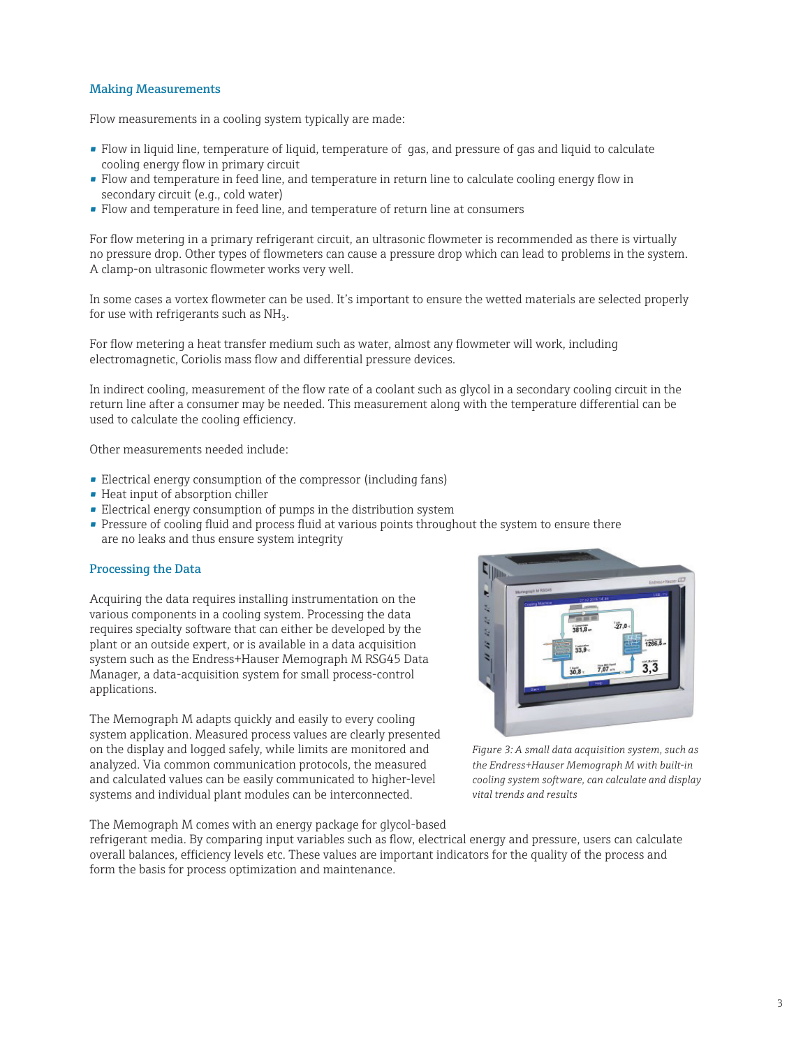## Making Measurements

Flow measurements in a cooling system typically are made:

- Flow in liquid line, temperature of liquid, temperature of gas, and pressure of gas and liquid to calculate cooling energy flow in primary circuit
- Flow and temperature in feed line, and temperature in return line to calculate cooling energy flow in secondary circuit (e.g., cold water)
- Flow and temperature in feed line, and temperature of return line at consumers

For flow metering in a primary refrigerant circuit, an ultrasonic flowmeter is recommended as there is virtually no pressure drop. Other types of flowmeters can cause a pressure drop which can lead to problems in the system. A clamp-on ultrasonic flowmeter works very well.

In some cases a vortex flowmeter can be used. It's important to ensure the wetted materials are selected properly for use with refrigerants such as $NH_3$.

For flow metering a heat transfer medium such as water, almost any flowmeter will work, including electromagnetic, Coriolis mass flow and differential pressure devices.

In indirect cooling, measurement of the flow rate of a coolant such as glycol in a secondary cooling circuit in the return line after a consumer may be needed. This measurement along with the temperature differential can be used to calculate the cooling efficiency.

Other measurements needed include:

- Electrical energy consumption of the compressor (including fans)
- Heat input of absorption chiller
- Electrical energy consumption of pumps in the distribution system
- Pressure of cooling fluid and process fluid at various points throughout the system to ensure there are no leaks and thus ensure system integrity

## Processing the Data

Acquiring the data requires installing instrumentation on the various components in a cooling system. Processing the data requires specialty software that can either be developed by the plant or an outside expert, or is available in a data acquisition system such as the Endress+Hauser Memograph M RSG45 Data Manager, a data-acquisition system for small process-control applications.

The Memograph M adapts quickly and easily to every cooling system application. Measured process values are clearly presented on the display and logged safely, while limits are monitored and analyzed. Via common communication protocols, the measured and calculated values can be easily communicated to higher-level systems and individual plant modules can be interconnected.

*Figure 3: A small data acquisition system, such as the Endress+Hauser Memograph M with built-in cooling system software, can calculate and display vital trends and results*

The Memograph M comes with an energy package for glycol-based refrigerant media. By comparing input variables such as flow, electrical energy and pressure, users can calculate overall balances, efficiency levels etc. These values are important indicators for the quality of the process and form the basis for process optimization and maintenance.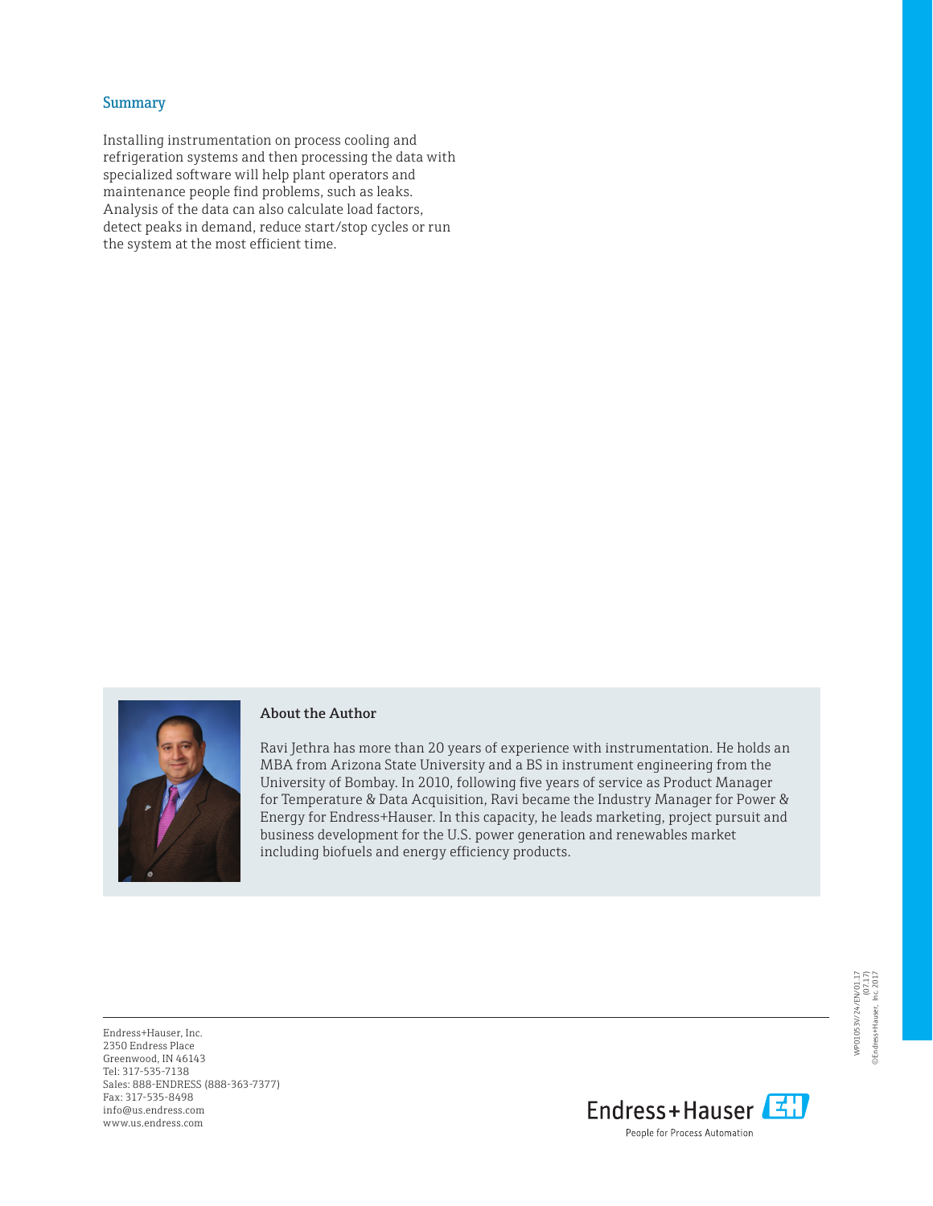## Summary

Installing instrumentation on process cooling and refrigeration systems and then processing the data with specialized software will help plant operators and maintenance people find problems, such as leaks. Analysis of the data can also calculate load factors, detect peaks in demand, reduce start/stop cycles or run the system at the most efficient time.

### About the Author

Ravi Jethra has more than 20 years of experience with instrumentation. He holds an MBA from Arizona State University and a BS in instrument engineering from the University of Bombay. In 2010, following five years of service as Product Manager for Temperature & Data Acquisition, Ravi became the Industry Manager for Power & Energy for Endress+Hauser. In this capacity, he leads marketing, project pursuit and business development for the U.S. power generation and renewables market including biofuels and energy efficiency products.

WP01053W/24/EN/01.17
(07.17)
©Endress+Hauser, Inc.2017

Endress+Hauser, Inc.
2350 Endress Place
Greenwood, IN 46143
Tel: 317-535-7138
Sales: 888-ENDRESS (888-363-7377)
Fax: 317-535-8498
info@us.endress.com
www.us.endress.com

Endress+Hauser
People for Process Automation